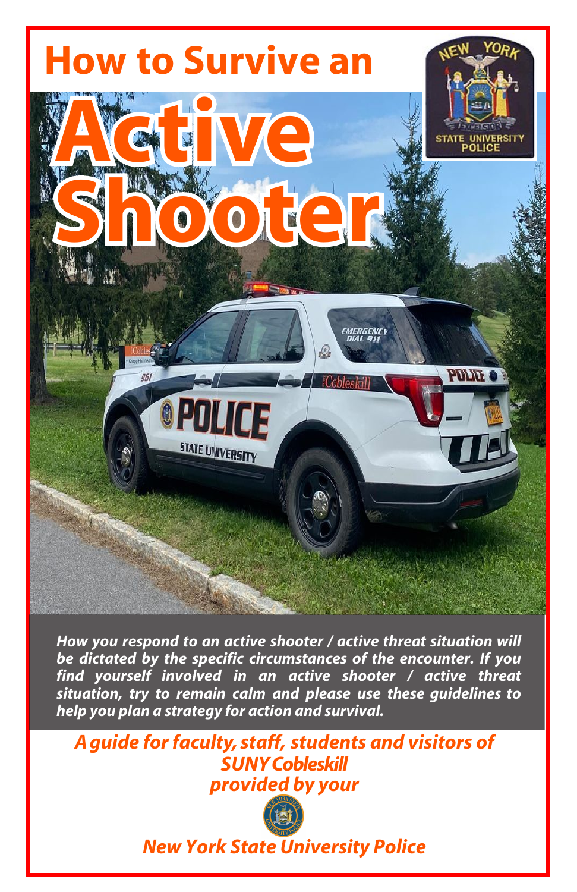# How to Survive an Active Shooter

***How you respond to an active shooter / active threat situation will be dictated by the specific circumstances of the encounter. If you find yourself involved in an active shooter / active threat situation, try to remain calm and please use these guidelines to help you plan a strategy for action and survival.***

***A guide for faculty, staff, students and visitors of SUNY Cobleskill provided by your***

***New York State University Police***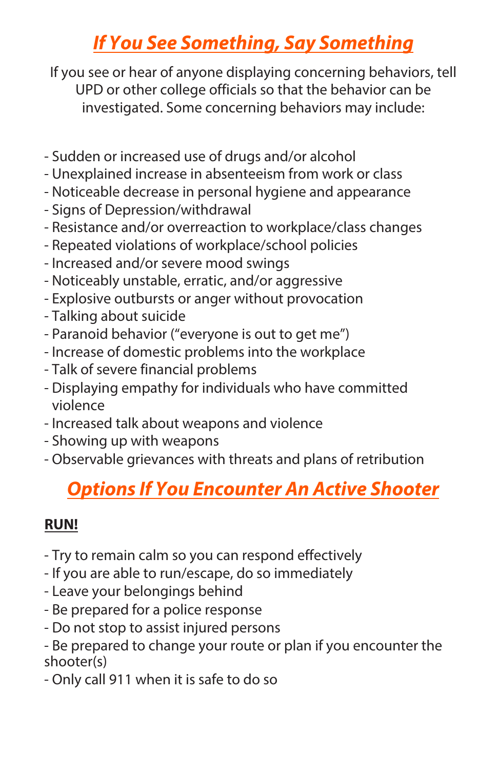## ***If You See Something, Say Something***

If you see or hear of anyone displaying concerning behaviors, tell UPD or other college officials so that the behavior can be investigated. Some concerning behaviors may include:

- Sudden or increased use of drugs and/or alcohol
- Unexplained increase in absenteeism from work or class
- Noticeable decrease in personal hygiene and appearance
- Signs of Depression/withdrawal
- Resistance and/or overreaction to workplace/class changes
- Repeated violations of workplace/school policies
- Increased and/or severe mood swings
- Noticeably unstable, erratic, and/or aggressive
- Explosive outbursts or anger without provocation
- Talking about suicide
- Paranoid behavior ("everyone is out to get me")
- Increase of domestic problems into the workplace
- Talk of severe financial problems
- Displaying empathy for individuals who have committed violence
- Increased talk about weapons and violence
- Showing up with weapons
- Observable grievances with threats and plans of retribution

## ***Options If You Encounter An Active Shooter***

**RUN!**

- Try to remain calm so you can respond effectively
- If you are able to run/escape, do so immediately
- Leave your belongings behind
- Be prepared for a police response
- Do not stop to assist injured persons
- Be prepared to change your route or plan if you encounter the shooter(s)
- Only call 911 when it is safe to do so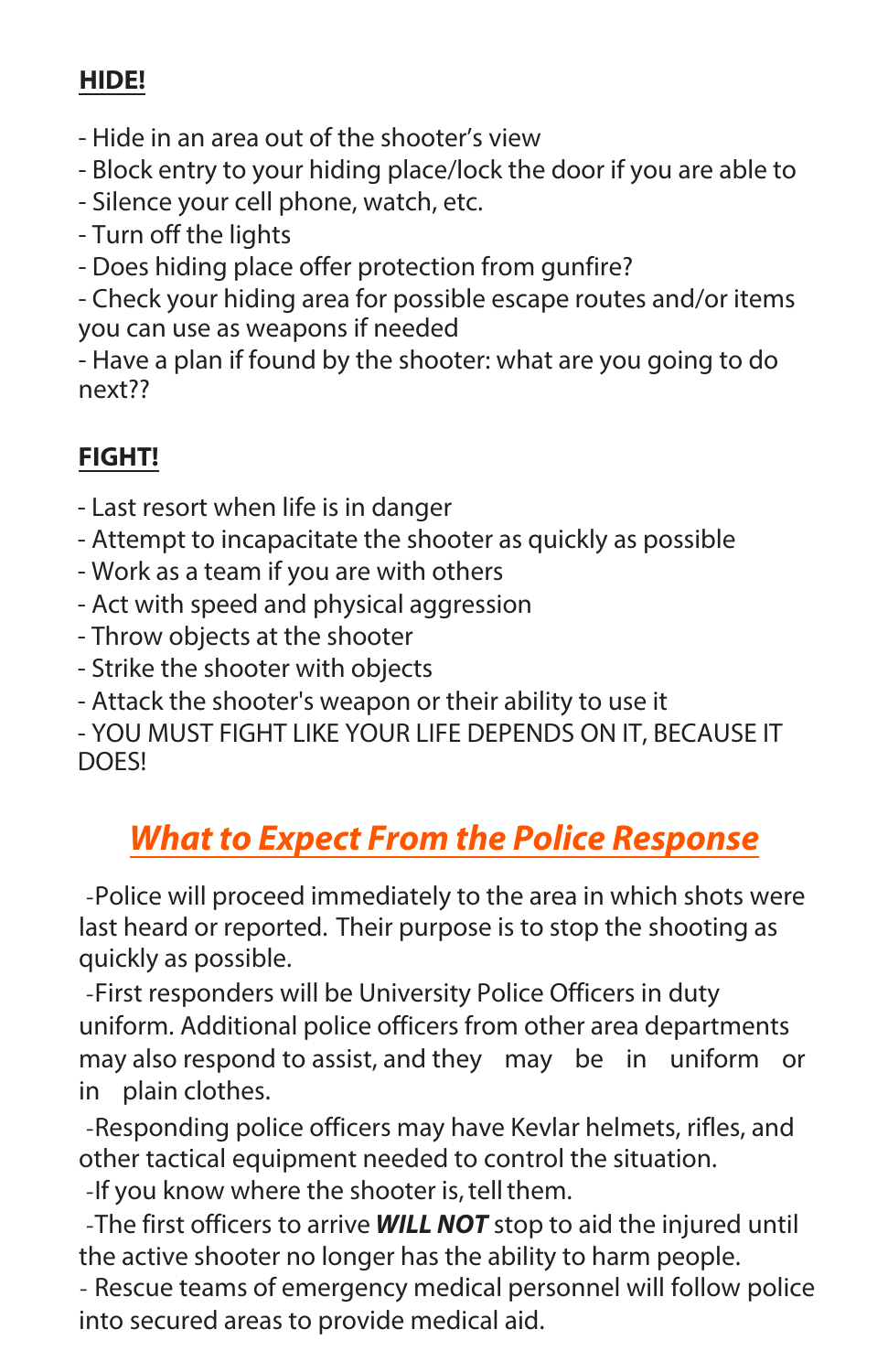**HIDE!**

- Hide in an area out of the shooter's view
- Block entry to your hiding place/lock the door if you are able to
- Silence your cell phone, watch, etc.
- Turn off the lights
- Does hiding place offer protection from gunfire?
- Check your hiding area for possible escape routes and/or items you can use as weapons if needed
- Have a plan if found by the shooter: what are you going to do next??

**FIGHT!**

- Last resort when life is in danger
- Attempt to incapacitate the shooter as quickly as possible
- Work as a team if you are with others
- Act with speed and physical aggression
- Throw objects at the shooter
- Strike the shooter with objects
- Attack the shooter's weapon or their ability to use it
- YOU MUST FIGHT LIKE YOUR LIFE DEPENDS ON IT, BECAUSE IT DOES!

## *What to Expect From the Police Response*

-Police will proceed immediately to the area in which shots were last heard or reported. Their purpose is to stop the shooting as quickly as possible.

-First responders will be University Police Officers in duty uniform. Additional police officers from other area departments may also respond to assist, and they may be in uniform or in plain clothes.

-Responding police officers may have Kevlar helmets, rifles, and other tactical equipment needed to control the situation.

-If you know where the shooter is, tell them.

-The first officers to arrive ***WILL NOT*** stop to aid the injured until the active shooter no longer has the ability to harm people.

- Rescue teams of emergency medical personnel will follow police into secured areas to provide medical aid.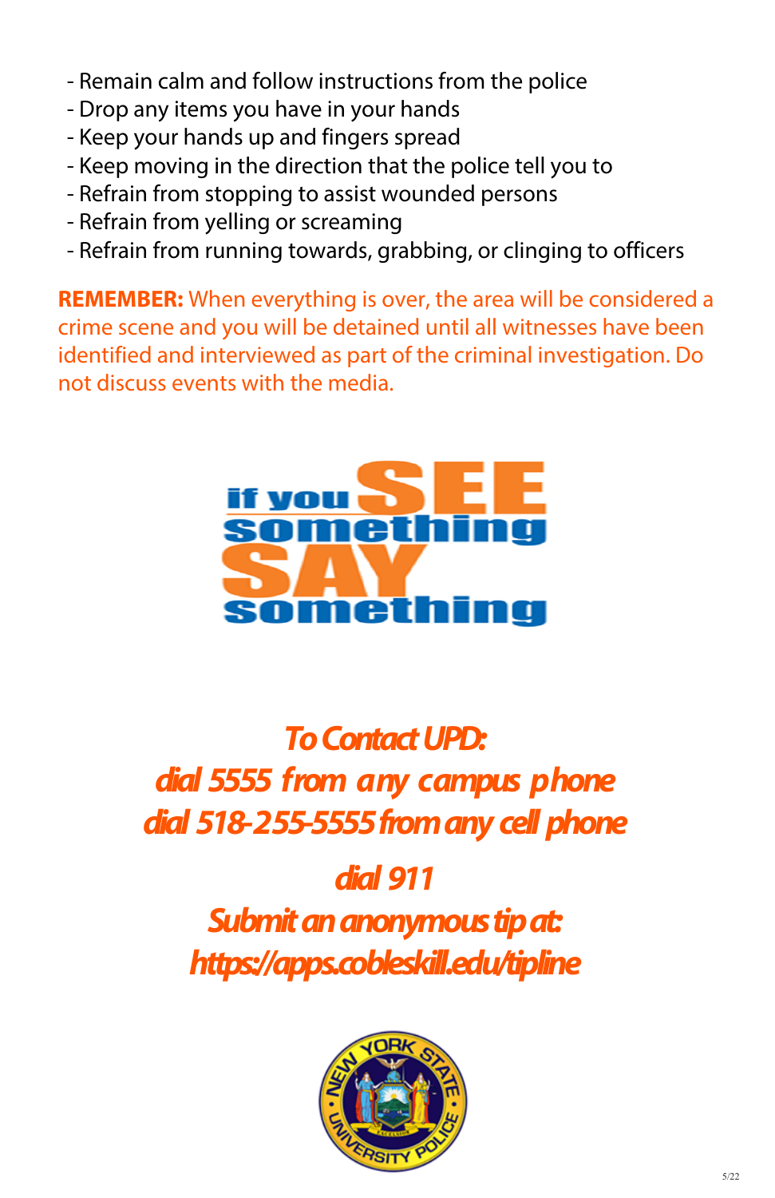- Remain calm and follow instructions from the police
- Drop any items you have in your hands
- Keep your hands up and fingers spread
- Keep moving in the direction that the police tell you to
- Refrain from stopping to assist wounded persons
- Refrain from yelling or screaming
- Refrain from running towards, grabbing, or clinging to officers

**REMEMBER:** When everything is over, the area will be considered a crime scene and you will be detained until all witnesses have been identified and interviewed as part of the criminal investigation. Do not discuss events with the media.

if you SEE something SAY something

***To Contact UPD:***

***dial 5555 from any campus phone***

***dial 518-255-5555 from any cell phone***

***dial 911***

***Submit an anonymous tip at:***

***https://apps.cobleskill.edu/tipline***

NEW YORK STATE UNIVERSITY POLICE

5/22